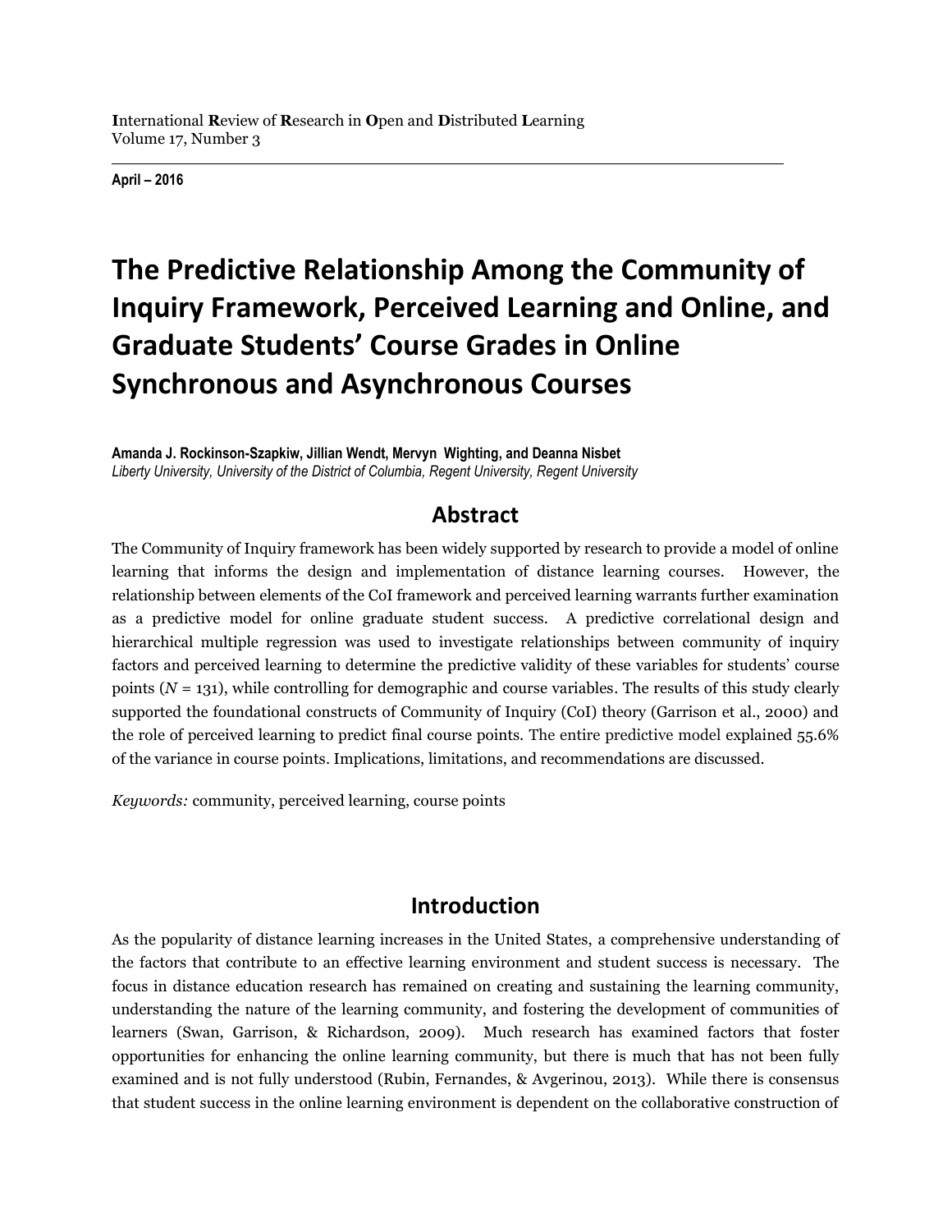# The Predictive Relationship Among the Community of Inquiry Framework, Perceived Learning and Online, and Graduate Students' Course Grades in Online Synchronous and Asynchronous Courses

**Amanda J. Rockinson-Szapkiw, Jillian Wendt, Mervyn Wighting, and Deanna Nisbet**
*Liberty University, University of the District of Columbia, Regent University, Regent University*

## Abstract

The Community of Inquiry framework has been widely supported by research to provide a model of online learning that informs the design and implementation of distance learning courses. However, the relationship between elements of the CoI framework and perceived learning warrants further examination as a predictive model for online graduate student success. A predictive correlational design and hierarchical multiple regression was used to investigate relationships between community of inquiry factors and perceived learning to determine the predictive validity of these variables for students' course points ($N$ = 131), while controlling for demographic and course variables. The results of this study clearly supported the foundational constructs of Community of Inquiry (CoI) theory (Garrison et al., 2000) and the role of perceived learning to predict final course points. The entire predictive model explained 55.6% of the variance in course points. Implications, limitations, and recommendations are discussed.

*Keywords:* community, perceived learning, course points

## Introduction

As the popularity of distance learning increases in the United States, a comprehensive understanding of the factors that contribute to an effective learning environment and student success is necessary. The focus in distance education research has remained on creating and sustaining the learning community, understanding the nature of the learning community, and fostering the development of communities of learners (Swan, Garrison, & Richardson, 2009). Much research has examined factors that foster opportunities for enhancing the online learning community, but there is much that has not been fully examined and is not fully understood (Rubin, Fernandes, & Avgerinou, 2013). While there is consensus that student success in the online learning environment is dependent on the collaborative construction of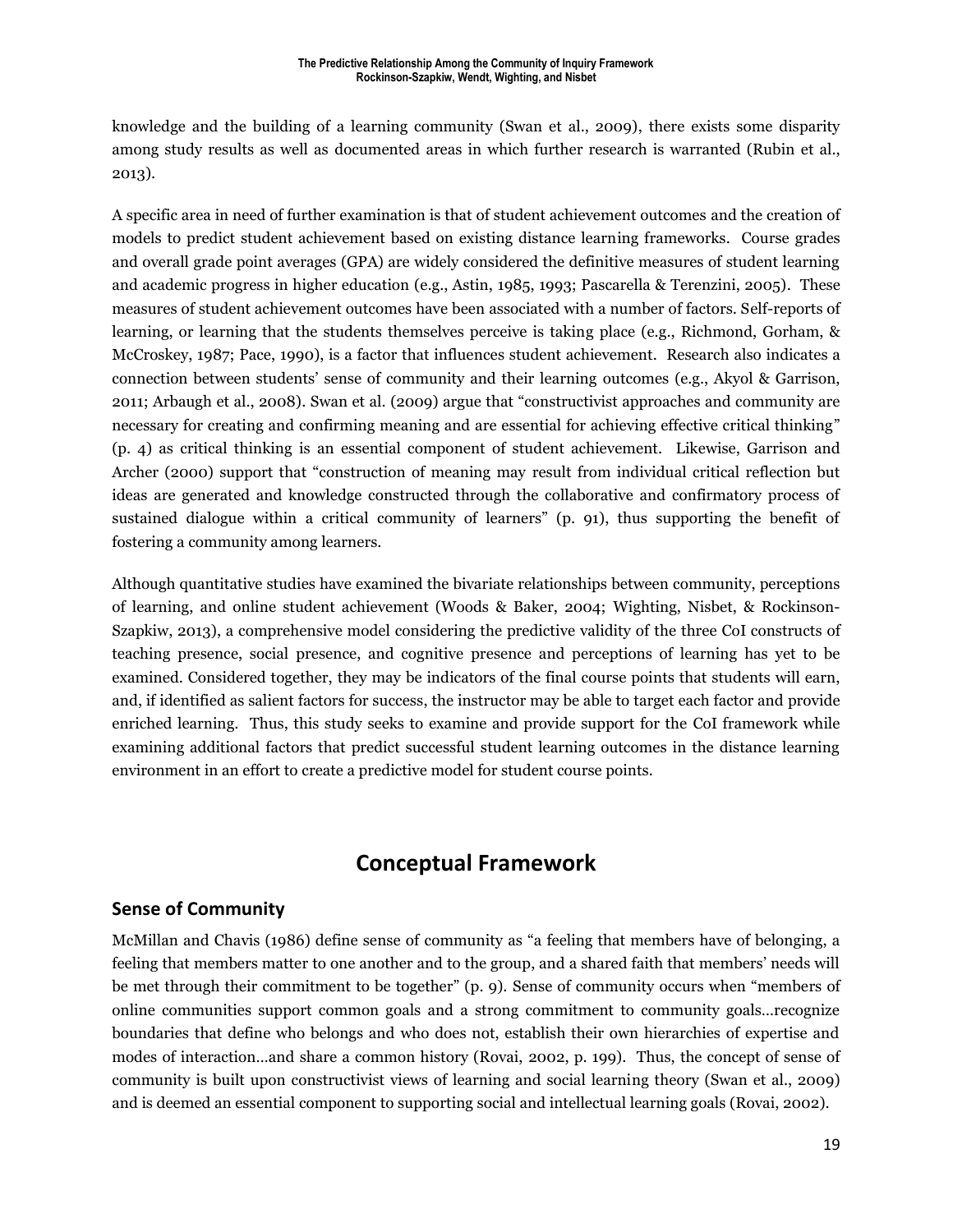knowledge and the building of a learning community (Swan et al., 2009), there exists some disparity among study results as well as documented areas in which further research is warranted (Rubin et al., 2013).

A specific area in need of further examination is that of student achievement outcomes and the creation of models to predict student achievement based on existing distance learning frameworks. Course grades and overall grade point averages (GPA) are widely considered the definitive measures of student learning and academic progress in higher education (e.g., Astin, 1985, 1993; Pascarella & Terenzini, 2005). These measures of student achievement outcomes have been associated with a number of factors. Self-reports of learning, or learning that the students themselves perceive is taking place (e.g., Richmond, Gorham, & McCroskey, 1987; Pace, 1990), is a factor that influences student achievement. Research also indicates a connection between students' sense of community and their learning outcomes (e.g., Akyol & Garrison, 2011; Arbaugh et al., 2008). Swan et al. (2009) argue that "constructivist approaches and community are necessary for creating and confirming meaning and are essential for achieving effective critical thinking" (p. 4) as critical thinking is an essential component of student achievement. Likewise, Garrison and Archer (2000) support that "construction of meaning may result from individual critical reflection but ideas are generated and knowledge constructed through the collaborative and confirmatory process of sustained dialogue within a critical community of learners" (p. 91), thus supporting the benefit of fostering a community among learners.

Although quantitative studies have examined the bivariate relationships between community, perceptions of learning, and online student achievement (Woods & Baker, 2004; Wighting, Nisbet, & Rockinson-Szapkiw, 2013), a comprehensive model considering the predictive validity of the three CoI constructs of teaching presence, social presence, and cognitive presence and perceptions of learning has yet to be examined. Considered together, they may be indicators of the final course points that students will earn, and, if identified as salient factors for success, the instructor may be able to target each factor and provide enriched learning. Thus, this study seeks to examine and provide support for the CoI framework while examining additional factors that predict successful student learning outcomes in the distance learning environment in an effort to create a predictive model for student course points.

## Conceptual Framework

### Sense of Community

McMillan and Chavis (1986) define sense of community as "a feeling that members have of belonging, a feeling that members matter to one another and to the group, and a shared faith that members' needs will be met through their commitment to be together" (p. 9). Sense of community occurs when "members of online communities support common goals and a strong commitment to community goals…recognize boundaries that define who belongs and who does not, establish their own hierarchies of expertise and modes of interaction…and share a common history (Rovai, 2002, p. 199). Thus, the concept of sense of community is built upon constructivist views of learning and social learning theory (Swan et al., 2009) and is deemed an essential component to supporting social and intellectual learning goals (Rovai, 2002).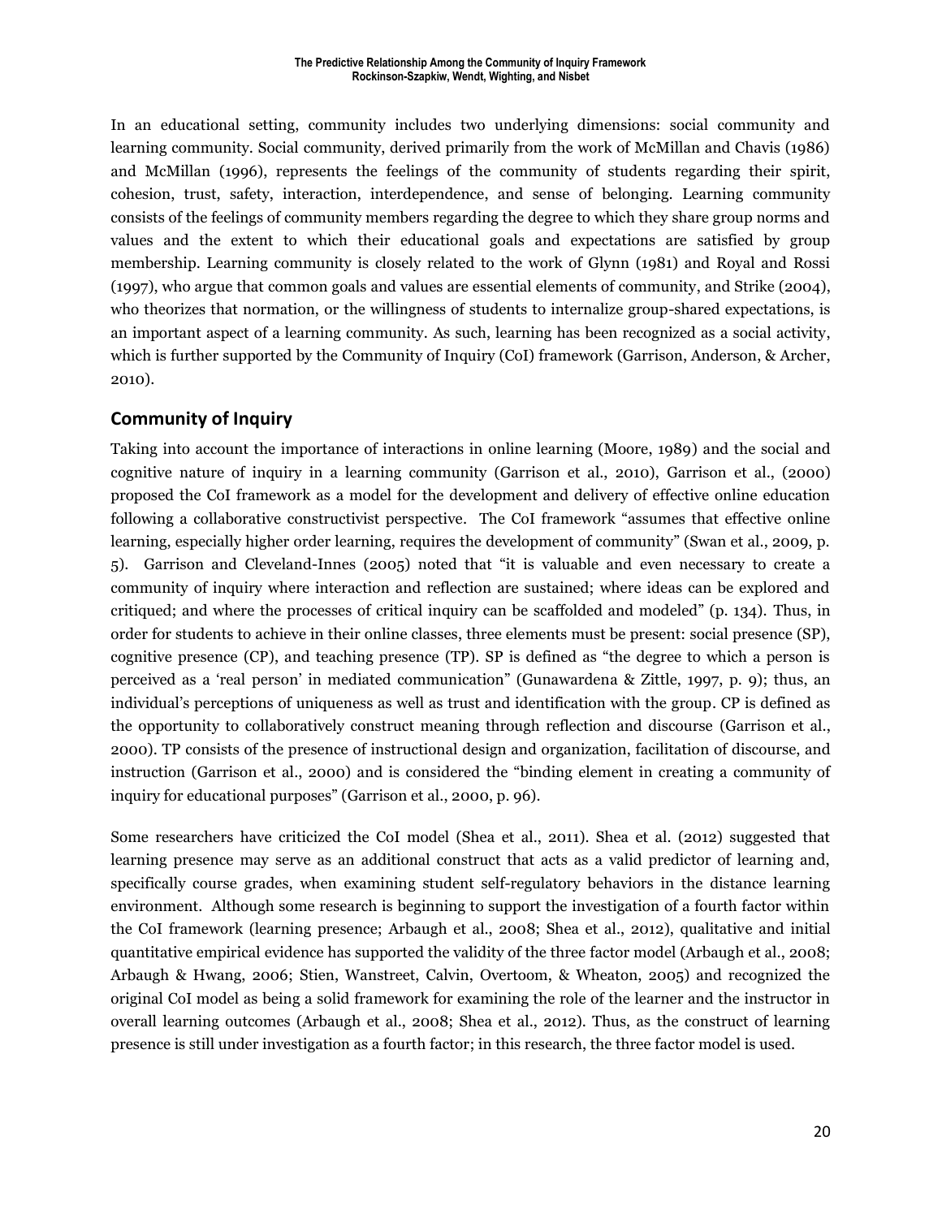In an educational setting, community includes two underlying dimensions: social community and learning community. Social community, derived primarily from the work of McMillan and Chavis (1986) and McMillan (1996), represents the feelings of the community of students regarding their spirit, cohesion, trust, safety, interaction, interdependence, and sense of belonging. Learning community consists of the feelings of community members regarding the degree to which they share group norms and values and the extent to which their educational goals and expectations are satisfied by group membership. Learning community is closely related to the work of Glynn (1981) and Royal and Rossi (1997), who argue that common goals and values are essential elements of community, and Strike (2004), who theorizes that normation, or the willingness of students to internalize group-shared expectations, is an important aspect of a learning community. As such, learning has been recognized as a social activity, which is further supported by the Community of Inquiry (CoI) framework (Garrison, Anderson, & Archer, 2010).

## Community of Inquiry

Taking into account the importance of interactions in online learning (Moore, 1989) and the social and cognitive nature of inquiry in a learning community (Garrison et al., 2010), Garrison et al., (2000) proposed the CoI framework as a model for the development and delivery of effective online education following a collaborative constructivist perspective. The CoI framework "assumes that effective online learning, especially higher order learning, requires the development of community" (Swan et al., 2009, p. 5). Garrison and Cleveland-Innes (2005) noted that "it is valuable and even necessary to create a community of inquiry where interaction and reflection are sustained; where ideas can be explored and critiqued; and where the processes of critical inquiry can be scaffolded and modeled" (p. 134). Thus, in order for students to achieve in their online classes, three elements must be present: social presence (SP), cognitive presence (CP), and teaching presence (TP). SP is defined as "the degree to which a person is perceived as a 'real person' in mediated communication" (Gunawardena & Zittle, 1997, p. 9); thus, an individual's perceptions of uniqueness as well as trust and identification with the group. CP is defined as the opportunity to collaboratively construct meaning through reflection and discourse (Garrison et al., 2000). TP consists of the presence of instructional design and organization, facilitation of discourse, and instruction (Garrison et al., 2000) and is considered the "binding element in creating a community of inquiry for educational purposes" (Garrison et al., 2000, p. 96).

Some researchers have criticized the CoI model (Shea et al., 2011). Shea et al. (2012) suggested that learning presence may serve as an additional construct that acts as a valid predictor of learning and, specifically course grades, when examining student self-regulatory behaviors in the distance learning environment. Although some research is beginning to support the investigation of a fourth factor within the CoI framework (learning presence; Arbaugh et al., 2008; Shea et al., 2012), qualitative and initial quantitative empirical evidence has supported the validity of the three factor model (Arbaugh et al., 2008; Arbaugh & Hwang, 2006; Stien, Wanstreet, Calvin, Overtoom, & Wheaton, 2005) and recognized the original CoI model as being a solid framework for examining the role of the learner and the instructor in overall learning outcomes (Arbaugh et al., 2008; Shea et al., 2012). Thus, as the construct of learning presence is still under investigation as a fourth factor; in this research, the three factor model is used.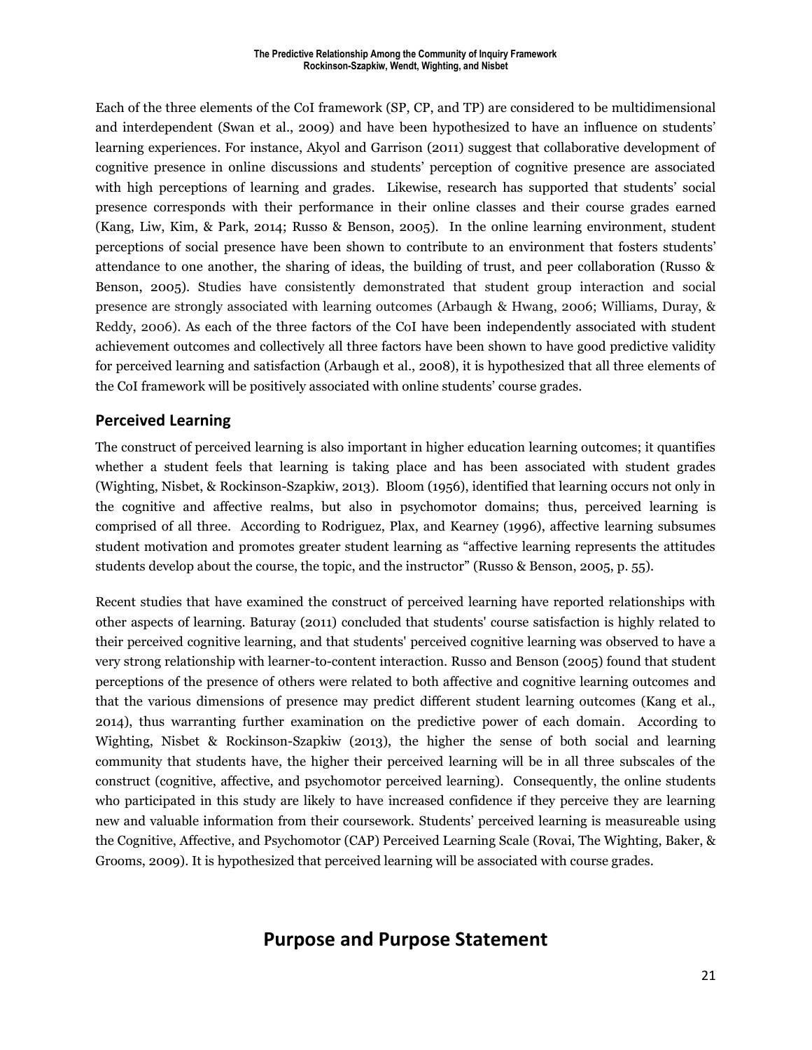Each of the three elements of the CoI framework (SP, CP, and TP) are considered to be multidimensional and interdependent (Swan et al., 2009) and have been hypothesized to have an influence on students' learning experiences. For instance, Akyol and Garrison (2011) suggest that collaborative development of cognitive presence in online discussions and students' perception of cognitive presence are associated with high perceptions of learning and grades. Likewise, research has supported that students' social presence corresponds with their performance in their online classes and their course grades earned (Kang, Liw, Kim, & Park, 2014; Russo & Benson, 2005). In the online learning environment, student perceptions of social presence have been shown to contribute to an environment that fosters students' attendance to one another, the sharing of ideas, the building of trust, and peer collaboration (Russo & Benson, 2005). Studies have consistently demonstrated that student group interaction and social presence are strongly associated with learning outcomes (Arbaugh & Hwang, 2006; Williams, Duray, & Reddy, 2006). As each of the three factors of the CoI have been independently associated with student achievement outcomes and collectively all three factors have been shown to have good predictive validity for perceived learning and satisfaction (Arbaugh et al., 2008), it is hypothesized that all three elements of the CoI framework will be positively associated with online students' course grades.

## Perceived Learning

The construct of perceived learning is also important in higher education learning outcomes; it quantifies whether a student feels that learning is taking place and has been associated with student grades (Wighting, Nisbet, & Rockinson-Szapkiw, 2013). Bloom (1956), identified that learning occurs not only in the cognitive and affective realms, but also in psychomotor domains; thus, perceived learning is comprised of all three. According to Rodriguez, Plax, and Kearney (1996), affective learning subsumes student motivation and promotes greater student learning as "affective learning represents the attitudes students develop about the course, the topic, and the instructor" (Russo & Benson, 2005, p. 55).

Recent studies that have examined the construct of perceived learning have reported relationships with other aspects of learning. Baturay (2011) concluded that students' course satisfaction is highly related to their perceived cognitive learning, and that students' perceived cognitive learning was observed to have a very strong relationship with learner-to-content interaction. Russo and Benson (2005) found that student perceptions of the presence of others were related to both affective and cognitive learning outcomes and that the various dimensions of presence may predict different student learning outcomes (Kang et al., 2014), thus warranting further examination on the predictive power of each domain. According to Wighting, Nisbet & Rockinson-Szapkiw (2013), the higher the sense of both social and learning community that students have, the higher their perceived learning will be in all three subscales of the construct (cognitive, affective, and psychomotor perceived learning). Consequently, the online students who participated in this study are likely to have increased confidence if they perceive they are learning new and valuable information from their coursework. Students' perceived learning is measureable using the Cognitive, Affective, and Psychomotor (CAP) Perceived Learning Scale (Rovai, The Wighting, Baker, & Grooms, 2009). It is hypothesized that perceived learning will be associated with course grades.

# Purpose and Purpose Statement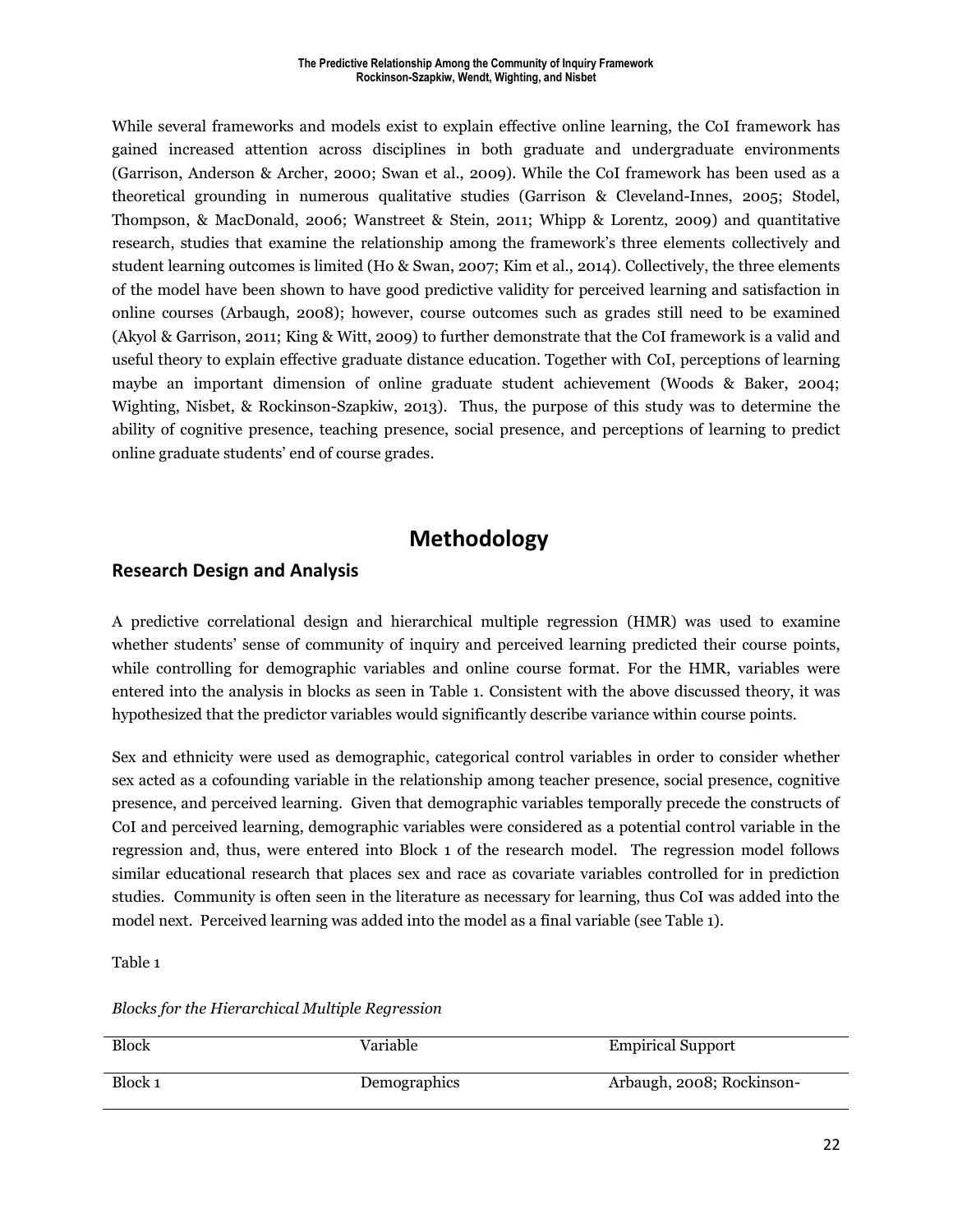While several frameworks and models exist to explain effective online learning, the CoI framework has gained increased attention across disciplines in both graduate and undergraduate environments (Garrison, Anderson & Archer, 2000; Swan et al., 2009). While the CoI framework has been used as a theoretical grounding in numerous qualitative studies (Garrison & Cleveland-Innes, 2005; Stodel, Thompson, & MacDonald, 2006; Wanstreet & Stein, 2011; Whipp & Lorentz, 2009) and quantitative research, studies that examine the relationship among the framework's three elements collectively and student learning outcomes is limited (Ho & Swan, 2007; Kim et al., 2014). Collectively, the three elements of the model have been shown to have good predictive validity for perceived learning and satisfaction in online courses (Arbaugh, 2008); however, course outcomes such as grades still need to be examined (Akyol & Garrison, 2011; King & Witt, 2009) to further demonstrate that the CoI framework is a valid and useful theory to explain effective graduate distance education. Together with CoI, perceptions of learning maybe an important dimension of online graduate student achievement (Woods & Baker, 2004; Wighting, Nisbet, & Rockinson-Szapkiw, 2013). Thus, the purpose of this study was to determine the ability of cognitive presence, teaching presence, social presence, and perceptions of learning to predict online graduate students' end of course grades.

# Methodology

## Research Design and Analysis

A predictive correlational design and hierarchical multiple regression (HMR) was used to examine whether students' sense of community of inquiry and perceived learning predicted their course points, while controlling for demographic variables and online course format. For the HMR, variables were entered into the analysis in blocks as seen in Table 1. Consistent with the above discussed theory, it was hypothesized that the predictor variables would significantly describe variance within course points.

Sex and ethnicity were used as demographic, categorical control variables in order to consider whether sex acted as a cofounding variable in the relationship among teacher presence, social presence, cognitive presence, and perceived learning. Given that demographic variables temporally precede the constructs of CoI and perceived learning, demographic variables were considered as a potential control variable in the regression and, thus, were entered into Block 1 of the research model. The regression model follows similar educational research that places sex and race as covariate variables controlled for in prediction studies. Community is often seen in the literature as necessary for learning, thus CoI was added into the model next. Perceived learning was added into the model as a final variable (see Table 1).

Table 1

*Blocks for the Hierarchical Multiple Regression*

| Block | Variable | Empirical Support |
| --- | --- | --- |
| Block 1 | Demographics | Arbaugh, 2008; Rockinson- |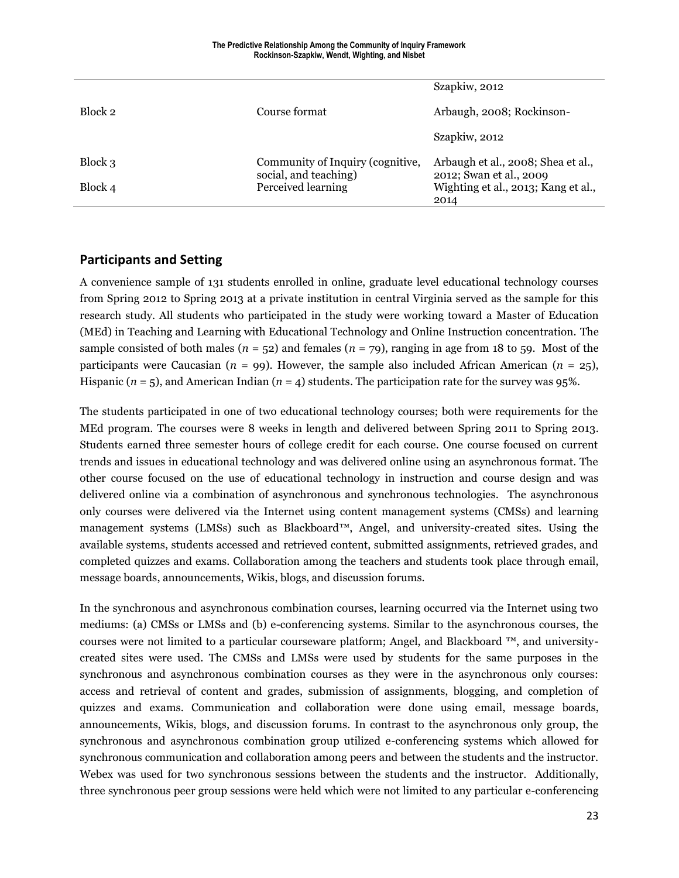| | | |
|---|---|---|
| | | Szapkiw, 2012 |
| Block 2 | Course format | Arbaugh, 2008; Rockinson-Szapkiw, 2012 |
| Block 3 | Community of Inquiry (cognitive, social, and teaching) | Arbaugh et al., 2008; Shea et al., 2012; Swan et al., 2009 |
| Block 4 | Perceived learning | Wighting et al., 2013; Kang et al., 2014 |

## Participants and Setting

A convenience sample of 131 students enrolled in online, graduate level educational technology courses from Spring 2012 to Spring 2013 at a private institution in central Virginia served as the sample for this research study. All students who participated in the study were working toward a Master of Education (MEd) in Teaching and Learning with Educational Technology and Online Instruction concentration. The sample consisted of both males ($n$ = 52) and females ($n$ = 79), ranging in age from 18 to 59. Most of the participants were Caucasian ($n$ = 99). However, the sample also included African American ($n$ = 25), Hispanic ($n$ = 5), and American Indian ($n$ = 4) students. The participation rate for the survey was 95%.

The students participated in one of two educational technology courses; both were requirements for the MEd program. The courses were 8 weeks in length and delivered between Spring 2011 to Spring 2013. Students earned three semester hours of college credit for each course. One course focused on current trends and issues in educational technology and was delivered online using an asynchronous format. The other course focused on the use of educational technology in instruction and course design and was delivered online via a combination of asynchronous and synchronous technologies. The asynchronous only courses were delivered via the Internet using content management systems (CMSs) and learning management systems (LMSs) such as Blackboard™, Angel, and university-created sites. Using the available systems, students accessed and retrieved content, submitted assignments, retrieved grades, and completed quizzes and exams. Collaboration among the teachers and students took place through email, message boards, announcements, Wikis, blogs, and discussion forums.

In the synchronous and asynchronous combination courses, learning occurred via the Internet using two mediums: (a) CMSs or LMSs and (b) e-conferencing systems. Similar to the asynchronous courses, the courses were not limited to a particular courseware platform; Angel, and Blackboard ™, and university-created sites were used. The CMSs and LMSs were used by students for the same purposes in the synchronous and asynchronous combination courses as they were in the asynchronous only courses: access and retrieval of content and grades, submission of assignments, blogging, and completion of quizzes and exams. Communication and collaboration were done using email, message boards, announcements, Wikis, blogs, and discussion forums. In contrast to the asynchronous only group, the synchronous and asynchronous combination group utilized e-conferencing systems which allowed for synchronous communication and collaboration among peers and between the students and the instructor. Webex was used for two synchronous sessions between the students and the instructor. Additionally, three synchronous peer group sessions were held which were not limited to any particular e-conferencing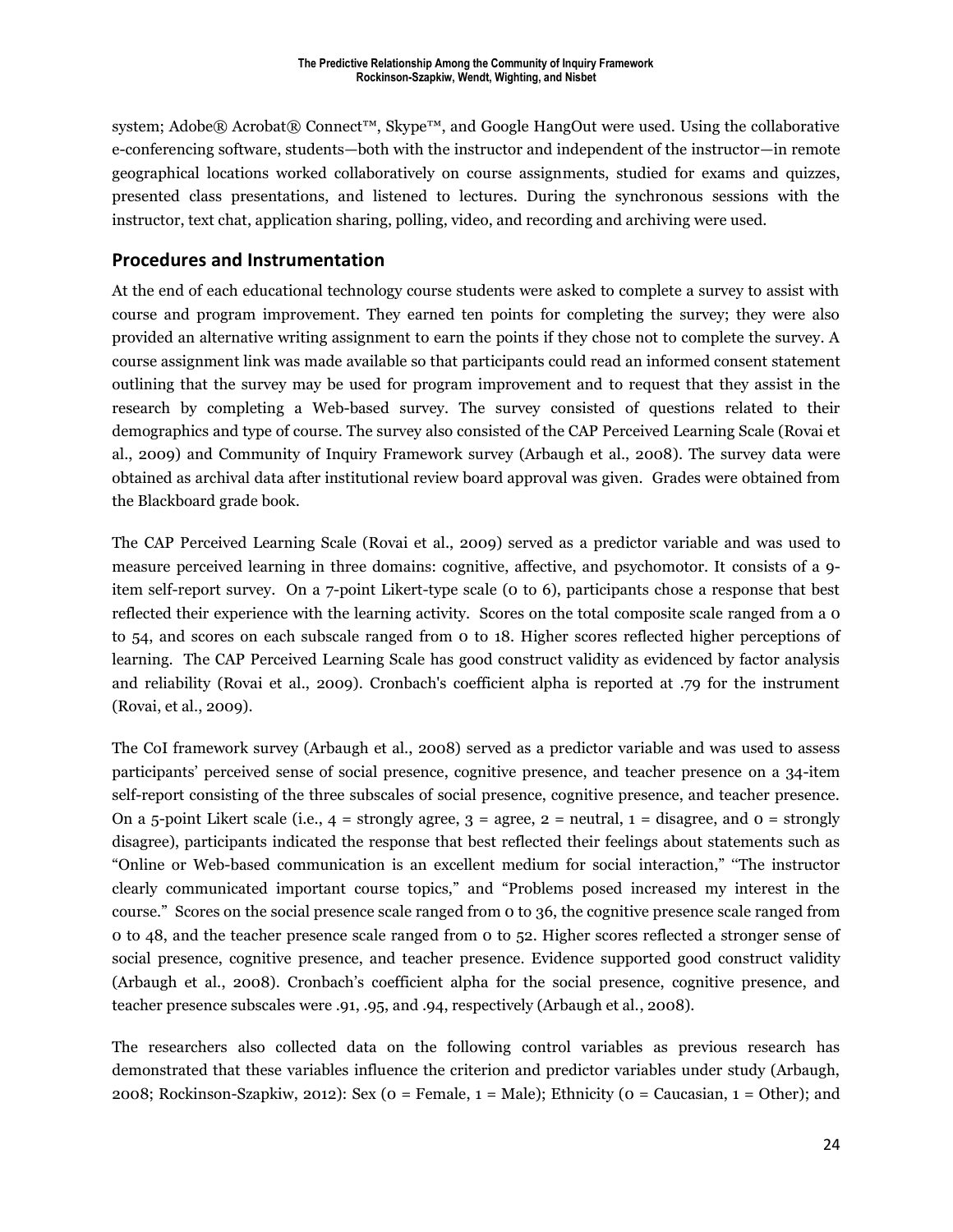system; Adobe® Acrobat® Connect™, Skype™, and Google HangOut were used. Using the collaborative e-conferencing software, students—both with the instructor and independent of the instructor—in remote geographical locations worked collaboratively on course assignments, studied for exams and quizzes, presented class presentations, and listened to lectures. During the synchronous sessions with the instructor, text chat, application sharing, polling, video, and recording and archiving were used.

## Procedures and Instrumentation

At the end of each educational technology course students were asked to complete a survey to assist with course and program improvement. They earned ten points for completing the survey; they were also provided an alternative writing assignment to earn the points if they chose not to complete the survey. A course assignment link was made available so that participants could read an informed consent statement outlining that the survey may be used for program improvement and to request that they assist in the research by completing a Web-based survey. The survey consisted of questions related to their demographics and type of course. The survey also consisted of the CAP Perceived Learning Scale (Rovai et al., 2009) and Community of Inquiry Framework survey (Arbaugh et al., 2008). The survey data were obtained as archival data after institutional review board approval was given. Grades were obtained from the Blackboard grade book.

The CAP Perceived Learning Scale (Rovai et al., 2009) served as a predictor variable and was used to measure perceived learning in three domains: cognitive, affective, and psychomotor. It consists of a 9-item self-report survey. On a 7-point Likert-type scale (0 to 6), participants chose a response that best reflected their experience with the learning activity. Scores on the total composite scale ranged from a 0 to 54, and scores on each subscale ranged from 0 to 18. Higher scores reflected higher perceptions of learning. The CAP Perceived Learning Scale has good construct validity as evidenced by factor analysis and reliability (Rovai et al., 2009). Cronbach's coefficient alpha is reported at .79 for the instrument (Rovai, et al., 2009).

The CoI framework survey (Arbaugh et al., 2008) served as a predictor variable and was used to assess participants' perceived sense of social presence, cognitive presence, and teacher presence on a 34-item self-report consisting of the three subscales of social presence, cognitive presence, and teacher presence. On a 5-point Likert scale (i.e., 4 = strongly agree, 3 = agree, 2 = neutral, 1 = disagree, and 0 = strongly disagree), participants indicated the response that best reflected their feelings about statements such as "Online or Web-based communication is an excellent medium for social interaction," "The instructor clearly communicated important course topics," and "Problems posed increased my interest in the course." Scores on the social presence scale ranged from 0 to 36, the cognitive presence scale ranged from 0 to 48, and the teacher presence scale ranged from 0 to 52. Higher scores reflected a stronger sense of social presence, cognitive presence, and teacher presence. Evidence supported good construct validity (Arbaugh et al., 2008). Cronbach's coefficient alpha for the social presence, cognitive presence, and teacher presence subscales were .91, .95, and .94, respectively (Arbaugh et al., 2008).

The researchers also collected data on the following control variables as previous research has demonstrated that these variables influence the criterion and predictor variables under study (Arbaugh, 2008; Rockinson-Szapkiw, 2012): Sex (0 = Female, 1 = Male); Ethnicity (0 = Caucasian, 1 = Other); and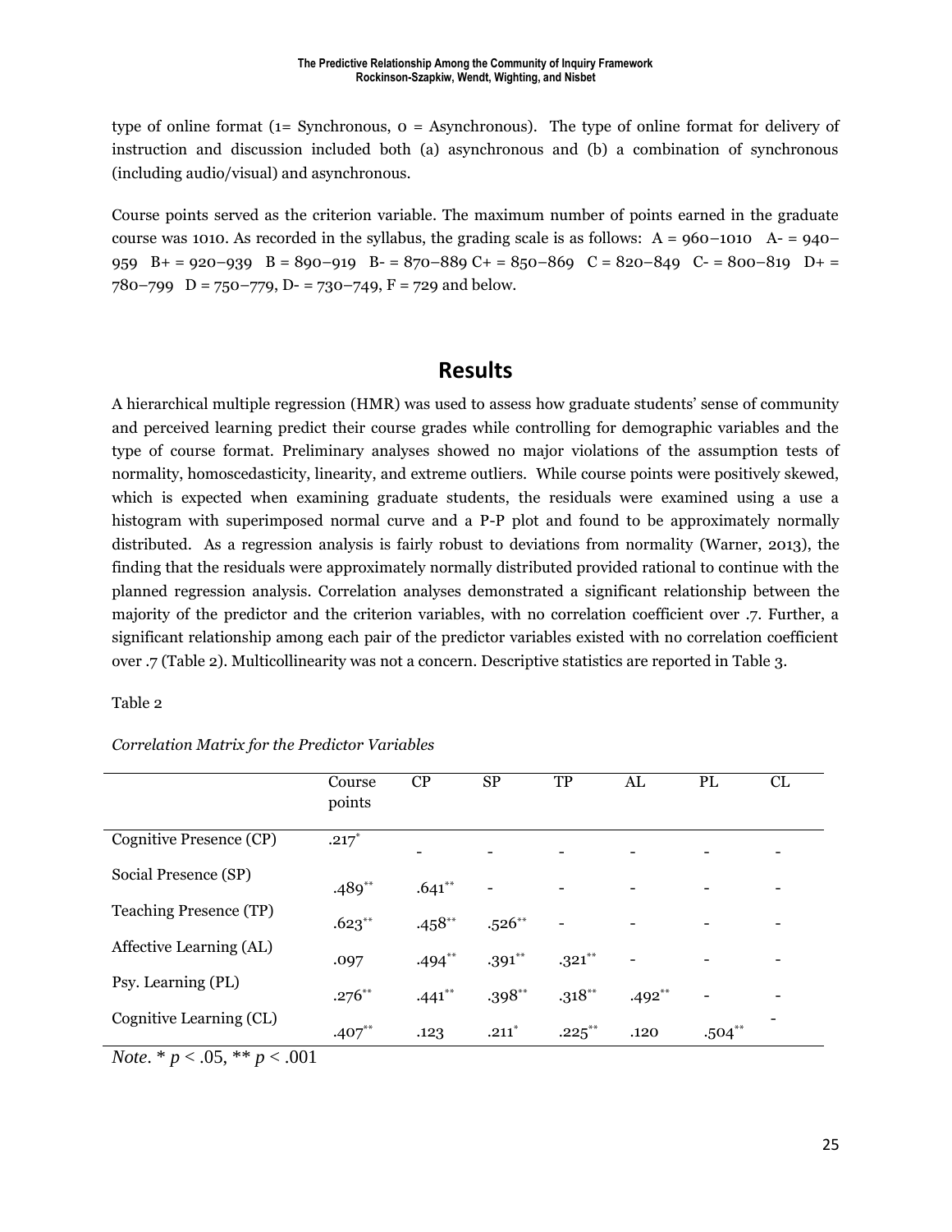type of online format (1= Synchronous, 0 = Asynchronous). The type of online format for delivery of instruction and discussion included both (a) asynchronous and (b) a combination of synchronous (including audio/visual) and asynchronous.

Course points served as the criterion variable. The maximum number of points earned in the graduate course was 1010. As recorded in the syllabus, the grading scale is as follows: A = 960–1010 A- = 940–959 B+ = 920–939 B = 890–919 B- = 870–889 C+ = 850–869 C = 820–849 C- = 800–819 D+ = 780–799 D = 750–779, D- = 730–749, F = 729 and below.

## Results

A hierarchical multiple regression (HMR) was used to assess how graduate students' sense of community and perceived learning predict their course grades while controlling for demographic variables and the type of course format. Preliminary analyses showed no major violations of the assumption tests of normality, homoscedasticity, linearity, and extreme outliers. While course points were positively skewed, which is expected when examining graduate students, the residuals were examined using a use a histogram with superimposed normal curve and a P-P plot and found to be approximately normally distributed. As a regression analysis is fairly robust to deviations from normality (Warner, 2013), the finding that the residuals were approximately normally distributed provided rational to continue with the planned regression analysis. Correlation analyses demonstrated a significant relationship between the majority of the predictor and the criterion variables, with no correlation coefficient over .7. Further, a significant relationship among each pair of the predictor variables existed with no correlation coefficient over .7 (Table 2). Multicollinearity was not a concern. Descriptive statistics are reported in Table 3.

Table 2

*Correlation Matrix for the Predictor Variables*

| | Course points | CP | SP | TP | AL | PL | CL |
|---|---|---|---|---|---|---|---|
| Cognitive Presence (CP) | .217* | - | - | - | - | - | - |
| Social Presence (SP) | .489** | .641** | - | - | - | - | - |
| Teaching Presence (TP) | .623** | .458** | .526** | - | - | - | - |
| Affective Learning (AL) | .097 | .494** | .391** | .321** | - | - | - |
| Psy. Learning (PL) | .276** | .441** | .398** | .318** | .492** | - | - |
| Cognitive Learning (CL) | .407** | .123 | .211* | .225** | .120 | .504** | - |

*Note*. * $p < .05$, ** $p < .001$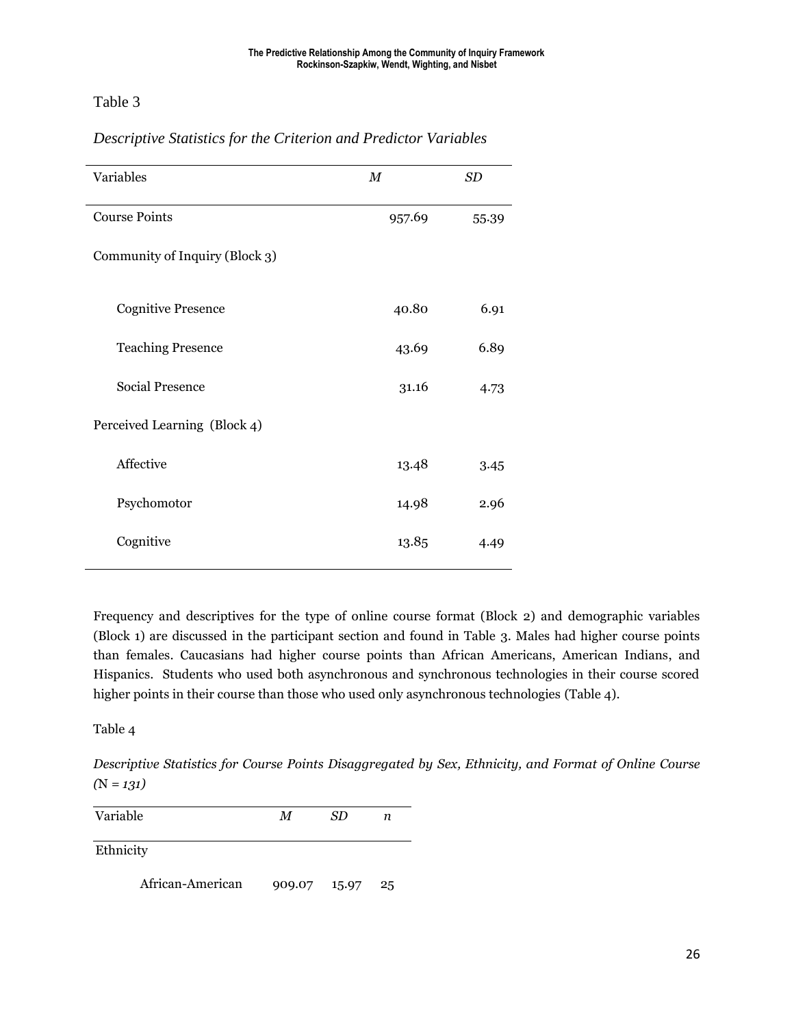Table 3

*Descriptive Statistics for the Criterion and Predictor Variables*

| Variables | *M* | *SD* |
|---|---|---|
| Course Points | 957.69 | 55.39 |
| Community of Inquiry (Block 3) | | |
| Cognitive Presence | 40.80 | 6.91 |
| Teaching Presence | 43.69 | 6.89 |
| Social Presence | 31.16 | 4.73 |
| Perceived Learning (Block 4) | | |
| Affective | 13.48 | 3.45 |
| Psychomotor | 14.98 | 2.96 |
| Cognitive | 13.85 | 4.49 |

Frequency and descriptives for the type of online course format (Block 2) and demographic variables (Block 1) are discussed in the participant section and found in Table 3. Males had higher course points than females. Caucasians had higher course points than African Americans, American Indians, and Hispanics. Students who used both asynchronous and synchronous technologies in their course scored higher points in their course than those who used only asynchronous technologies (Table 4).

Table 4

*Descriptive Statistics for Course Points Disaggregated by Sex, Ethnicity, and Format of Online Course (*N *= 131)*

| Variable | *M* | *SD* | *n* |
|---|---|---|---|
| Ethnicity | | | |
| African-American | 909.07 | 15.97 | 25 |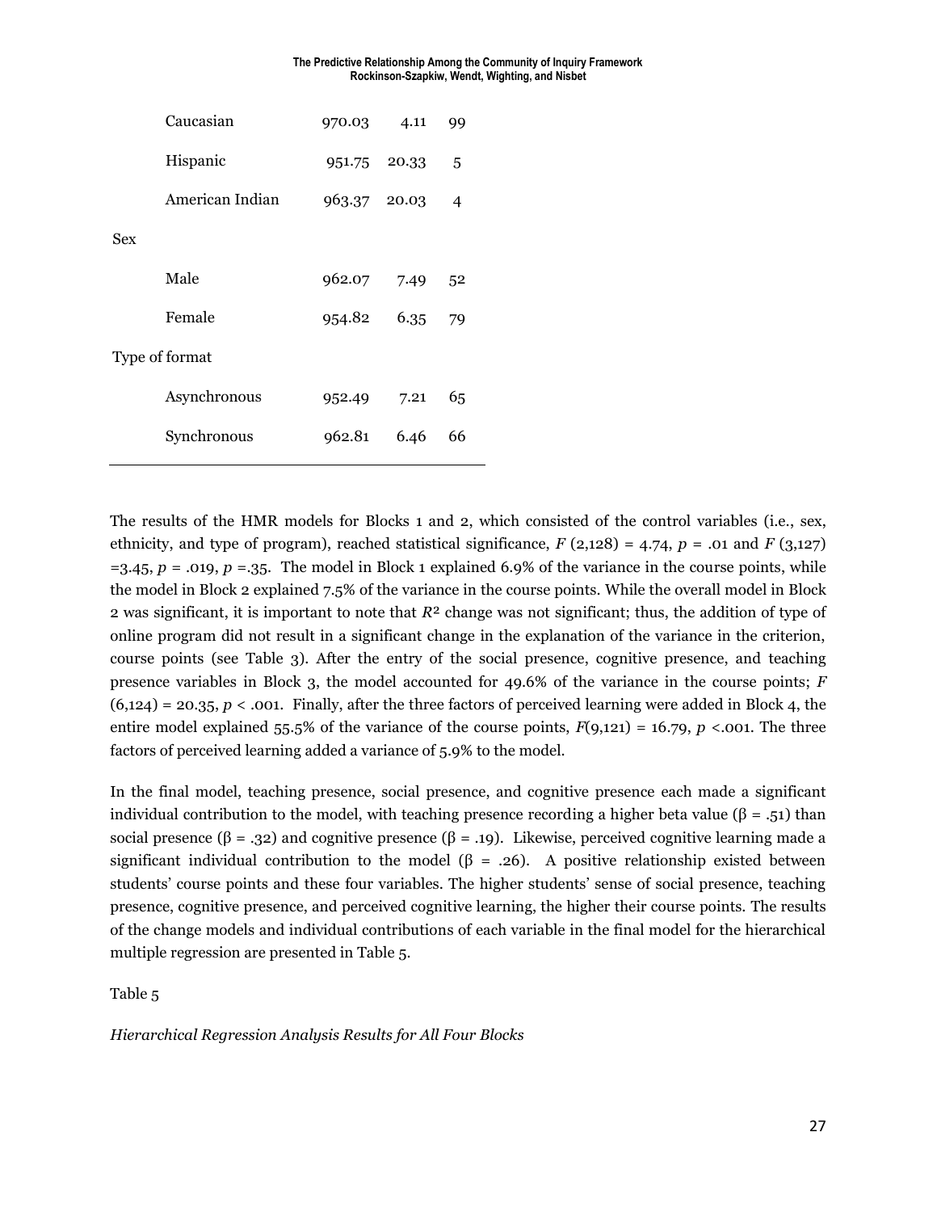| | | | |
|---|---|---|---|
| | Caucasian | 970.03 | 4.11 | 99 |
| | Hispanic | 951.75 | 20.33 | 5 |
| | American Indian | 963.37 | 20.03 | 4 |
| Sex | | | | |
| | Male | 962.07 | 7.49 | 52 |
| | Female | 954.82 | 6.35 | 79 |
| Type of format | | | | |
| | Asynchronous | 952.49 | 7.21 | 65 |
| | Synchronous | 962.81 | 6.46 | 66 |

The results of the HMR models for Blocks 1 and 2, which consisted of the control variables (i.e., sex, ethnicity, and type of program), reached statistical significance, $F$ (2,128) = 4.74, $p$ = .01 and $F$ (3,127) =3.45, $p$ = .019, $p$ =.35. The model in Block 1 explained 6.9% of the variance in the course points, while the model in Block 2 explained 7.5% of the variance in the course points. While the overall model in Block 2 was significant, it is important to note that $R^2$ change was not significant; thus, the addition of type of online program did not result in a significant change in the explanation of the variance in the criterion, course points (see Table 3). After the entry of the social presence, cognitive presence, and teaching presence variables in Block 3, the model accounted for 49.6% of the variance in the course points; $F$ (6,124) = 20.35, $p$ < .001. Finally, after the three factors of perceived learning were added in Block 4, the entire model explained 55.5% of the variance of the course points, $F$(9,121) = 16.79, $p$ <.001. The three factors of perceived learning added a variance of 5.9% to the model.

In the final model, teaching presence, social presence, and cognitive presence each made a significant individual contribution to the model, with teaching presence recording a higher beta value (β = .51) than social presence (β = .32) and cognitive presence (β = .19). Likewise, perceived cognitive learning made a significant individual contribution to the model (β = .26). A positive relationship existed between students' course points and these four variables. The higher students' sense of social presence, teaching presence, cognitive presence, and perceived cognitive learning, the higher their course points. The results of the change models and individual contributions of each variable in the final model for the hierarchical multiple regression are presented in Table 5.

Table 5

*Hierarchical Regression Analysis Results for All Four Blocks*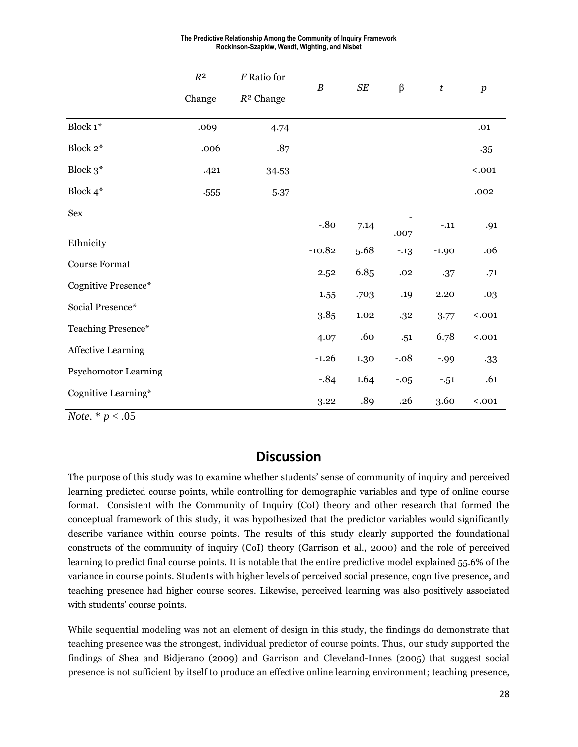|  | $R^2$ Change | $F$ Ratio for $R^2$ Change | $B$ | $SE$ | β | $t$ | $p$ |
|---|---|---|---|---|---|---|---|
| Block 1* | .069 | 4.74 |  |  |  |  | .01 |
| Block 2* | .006 | .87 |  |  |  |  | .35 |
| Block 3* | .421 | 34.53 |  |  |  |  | <.001 |
| Block 4* | .555 | 5.37 |  |  |  |  | .002 |
| Sex |  |  | -.80 | 7.14 | -.007 | -.11 | .91 |
| Ethnicity |  |  | -10.82 | 5.68 | -.13 | -1.90 | .06 |
| Course Format |  |  | 2.52 | 6.85 | .02 | .37 | .71 |
| Cognitive Presence* |  |  | 1.55 | .703 | .19 | 2.20 | .03 |
| Social Presence* |  |  | 3.85 | 1.02 | .32 | 3.77 | <.001 |
| Teaching Presence* |  |  | 4.07 | .60 | .51 | 6.78 | <.001 |
| Affective Learning |  |  | -1.26 | 1.30 | -.08 | -.99 | .33 |
| Psychomotor Learning |  |  | -.84 | 1.64 | -.05 | -.51 | .61 |
| Cognitive Learning* |  |  | 3.22 | .89 | .26 | 3.60 | <.001 |

*Note*. * $p < .05$

## Discussion

The purpose of this study was to examine whether students' sense of community of inquiry and perceived learning predicted course points, while controlling for demographic variables and type of online course format. Consistent with the Community of Inquiry (CoI) theory and other research that formed the conceptual framework of this study, it was hypothesized that the predictor variables would significantly describe variance within course points. The results of this study clearly supported the foundational constructs of the community of inquiry (CoI) theory (Garrison et al., 2000) and the role of perceived learning to predict final course points. It is notable that the entire predictive model explained 55.6% of the variance in course points. Students with higher levels of perceived social presence, cognitive presence, and teaching presence had higher course scores. Likewise, perceived learning was also positively associated with students' course points.

While sequential modeling was not an element of design in this study, the findings do demonstrate that teaching presence was the strongest, individual predictor of course points. Thus, our study supported the findings of Shea and Bidjerano (2009) and Garrison and Cleveland-Innes (2005) that suggest social presence is not sufficient by itself to produce an effective online learning environment; teaching presence,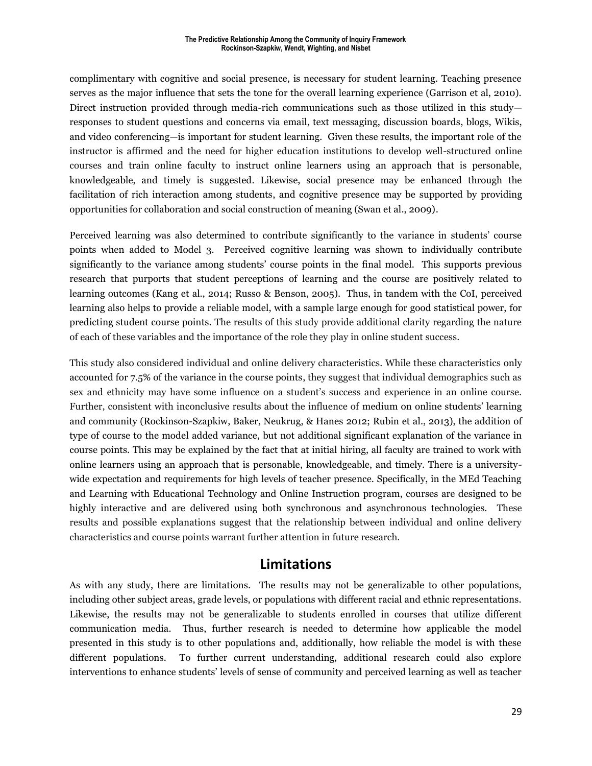complimentary with cognitive and social presence, is necessary for student learning. Teaching presence serves as the major influence that sets the tone for the overall learning experience (Garrison et al, 2010). Direct instruction provided through media-rich communications such as those utilized in this study—responses to student questions and concerns via email, text messaging, discussion boards, blogs, Wikis, and video conferencing—is important for student learning. Given these results, the important role of the instructor is affirmed and the need for higher education institutions to develop well-structured online courses and train online faculty to instruct online learners using an approach that is personable, knowledgeable, and timely is suggested. Likewise, social presence may be enhanced through the facilitation of rich interaction among students, and cognitive presence may be supported by providing opportunities for collaboration and social construction of meaning (Swan et al., 2009).

Perceived learning was also determined to contribute significantly to the variance in students' course points when added to Model 3. Perceived cognitive learning was shown to individually contribute significantly to the variance among students' course points in the final model. This supports previous research that purports that student perceptions of learning and the course are positively related to learning outcomes (Kang et al., 2014; Russo & Benson, 2005). Thus, in tandem with the CoI, perceived learning also helps to provide a reliable model, with a sample large enough for good statistical power, for predicting student course points. The results of this study provide additional clarity regarding the nature of each of these variables and the importance of the role they play in online student success.

This study also considered individual and online delivery characteristics. While these characteristics only accounted for 7.5% of the variance in the course points, they suggest that individual demographics such as sex and ethnicity may have some influence on a student's success and experience in an online course. Further, consistent with inconclusive results about the influence of medium on online students' learning and community (Rockinson-Szapkiw, Baker, Neukrug, & Hanes 2012; Rubin et al., 2013), the addition of type of course to the model added variance, but not additional significant explanation of the variance in course points. This may be explained by the fact that at initial hiring, all faculty are trained to work with online learners using an approach that is personable, knowledgeable, and timely. There is a university-wide expectation and requirements for high levels of teacher presence. Specifically, in the MEd Teaching and Learning with Educational Technology and Online Instruction program, courses are designed to be highly interactive and are delivered using both synchronous and asynchronous technologies. These results and possible explanations suggest that the relationship between individual and online delivery characteristics and course points warrant further attention in future research.

## Limitations

As with any study, there are limitations. The results may not be generalizable to other populations, including other subject areas, grade levels, or populations with different racial and ethnic representations. Likewise, the results may not be generalizable to students enrolled in courses that utilize different communication media. Thus, further research is needed to determine how applicable the model presented in this study is to other populations and, additionally, how reliable the model is with these different populations. To further current understanding, additional research could also explore interventions to enhance students' levels of sense of community and perceived learning as well as teacher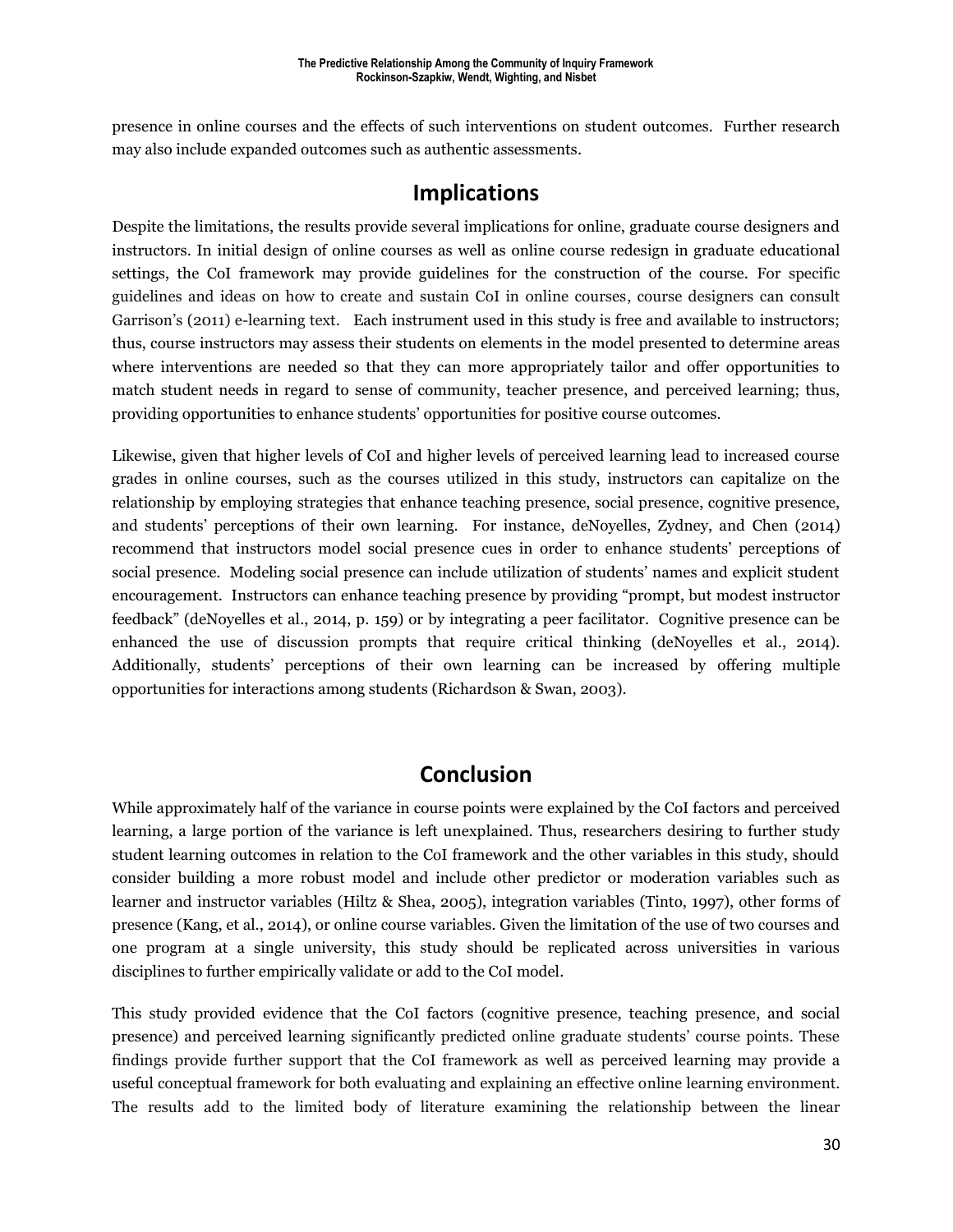presence in online courses and the effects of such interventions on student outcomes. Further research may also include expanded outcomes such as authentic assessments.

## Implications

Despite the limitations, the results provide several implications for online, graduate course designers and instructors. In initial design of online courses as well as online course redesign in graduate educational settings, the CoI framework may provide guidelines for the construction of the course. For specific guidelines and ideas on how to create and sustain CoI in online courses, course designers can consult Garrison's (2011) e-learning text. Each instrument used in this study is free and available to instructors; thus, course instructors may assess their students on elements in the model presented to determine areas where interventions are needed so that they can more appropriately tailor and offer opportunities to match student needs in regard to sense of community, teacher presence, and perceived learning; thus, providing opportunities to enhance students' opportunities for positive course outcomes.

Likewise, given that higher levels of CoI and higher levels of perceived learning lead to increased course grades in online courses, such as the courses utilized in this study, instructors can capitalize on the relationship by employing strategies that enhance teaching presence, social presence, cognitive presence, and students' perceptions of their own learning. For instance, deNoyelles, Zydney, and Chen (2014) recommend that instructors model social presence cues in order to enhance students' perceptions of social presence. Modeling social presence can include utilization of students' names and explicit student encouragement. Instructors can enhance teaching presence by providing "prompt, but modest instructor feedback" (deNoyelles et al., 2014, p. 159) or by integrating a peer facilitator. Cognitive presence can be enhanced the use of discussion prompts that require critical thinking (deNoyelles et al., 2014). Additionally, students' perceptions of their own learning can be increased by offering multiple opportunities for interactions among students (Richardson & Swan, 2003).

## Conclusion

While approximately half of the variance in course points were explained by the CoI factors and perceived learning, a large portion of the variance is left unexplained. Thus, researchers desiring to further study student learning outcomes in relation to the CoI framework and the other variables in this study, should consider building a more robust model and include other predictor or moderation variables such as learner and instructor variables (Hiltz & Shea, 2005), integration variables (Tinto, 1997), other forms of presence (Kang, et al., 2014), or online course variables. Given the limitation of the use of two courses and one program at a single university, this study should be replicated across universities in various disciplines to further empirically validate or add to the CoI model.

This study provided evidence that the CoI factors (cognitive presence, teaching presence, and social presence) and perceived learning significantly predicted online graduate students' course points. These findings provide further support that the CoI framework as well as perceived learning may provide a useful conceptual framework for both evaluating and explaining an effective online learning environment. The results add to the limited body of literature examining the relationship between the linear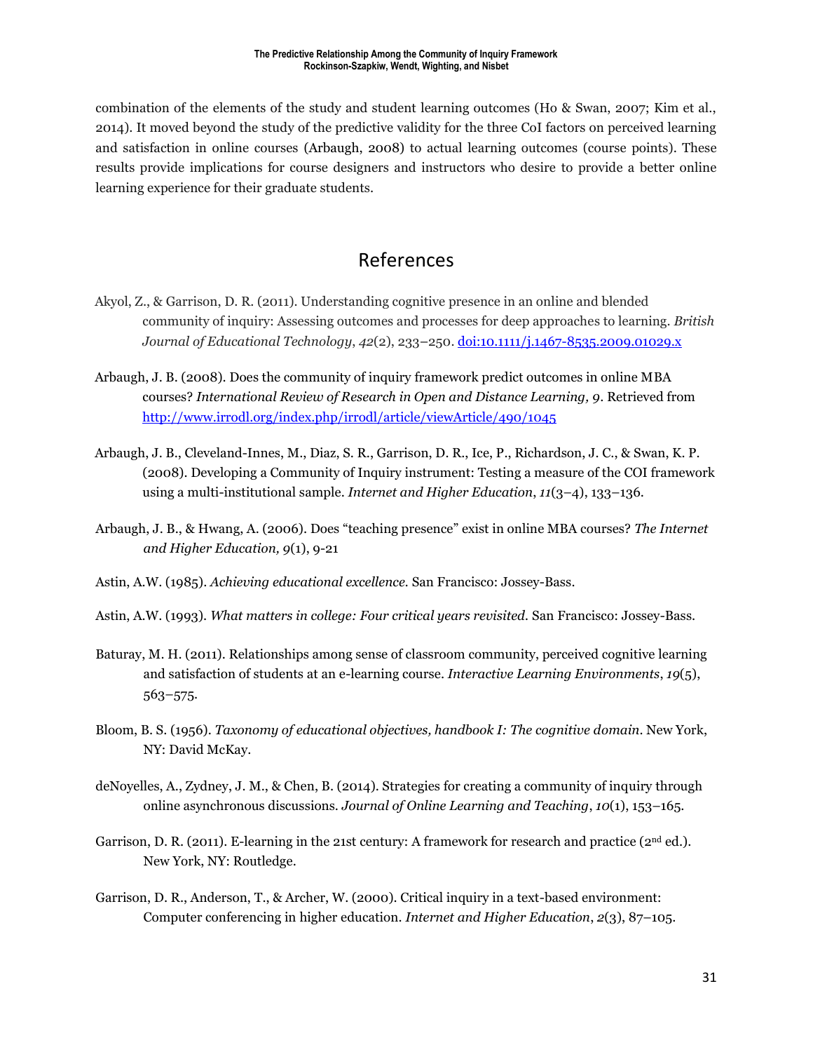combination of the elements of the study and student learning outcomes (Ho & Swan, 2007; Kim et al., 2014). It moved beyond the study of the predictive validity for the three CoI factors on perceived learning and satisfaction in online courses (Arbaugh, 2008) to actual learning outcomes (course points). These results provide implications for course designers and instructors who desire to provide a better online learning experience for their graduate students.

## References

Akyol, Z., & Garrison, D. R. (2011). Understanding cognitive presence in an online and blended community of inquiry: Assessing outcomes and processes for deep approaches to learning. *British Journal of Educational Technology*, *42*(2), 233–250. doi:10.1111/j.1467-8535.2009.01029.x

Arbaugh, J. B. (2008). Does the community of inquiry framework predict outcomes in online MBA courses? *International Review of Research in Open and Distance Learning, 9*. Retrieved from http://www.irrodl.org/index.php/irrodl/article/viewArticle/490/1045

Arbaugh, J. B., Cleveland-Innes, M., Diaz, S. R., Garrison, D. R., Ice, P., Richardson, J. C., & Swan, K. P. (2008). Developing a Community of Inquiry instrument: Testing a measure of the COI framework using a multi-institutional sample. *Internet and Higher Education*, *11*(3–4), 133–136.

Arbaugh, J. B., & Hwang, A. (2006). Does "teaching presence" exist in online MBA courses? *The Internet and Higher Education, 9*(1), 9-21

Astin, A.W. (1985). *Achieving educational excellence.* San Francisco: Jossey-Bass.

Astin, A.W. (1993). *What matters in college: Four critical years revisited.* San Francisco: Jossey-Bass.

Baturay, M. H. (2011). Relationships among sense of classroom community, perceived cognitive learning and satisfaction of students at an e-learning course. *Interactive Learning Environments*, *19*(5), 563–575.

Bloom, B. S. (1956). *Taxonomy of educational objectives, handbook I: The cognitive domain*. New York, NY: David McKay.

deNoyelles, A., Zydney, J. M., & Chen, B. (2014). Strategies for creating a community of inquiry through online asynchronous discussions. *Journal of Online Learning and Teaching*, *10*(1), 153–165.

Garrison, D. R. (2011). E-learning in the 21st century: A framework for research and practice (2nd ed.). New York, NY: Routledge.

Garrison, D. R., Anderson, T., & Archer, W. (2000). Critical inquiry in a text-based environment: Computer conferencing in higher education. *Internet and Higher Education*, *2*(3), 87–105.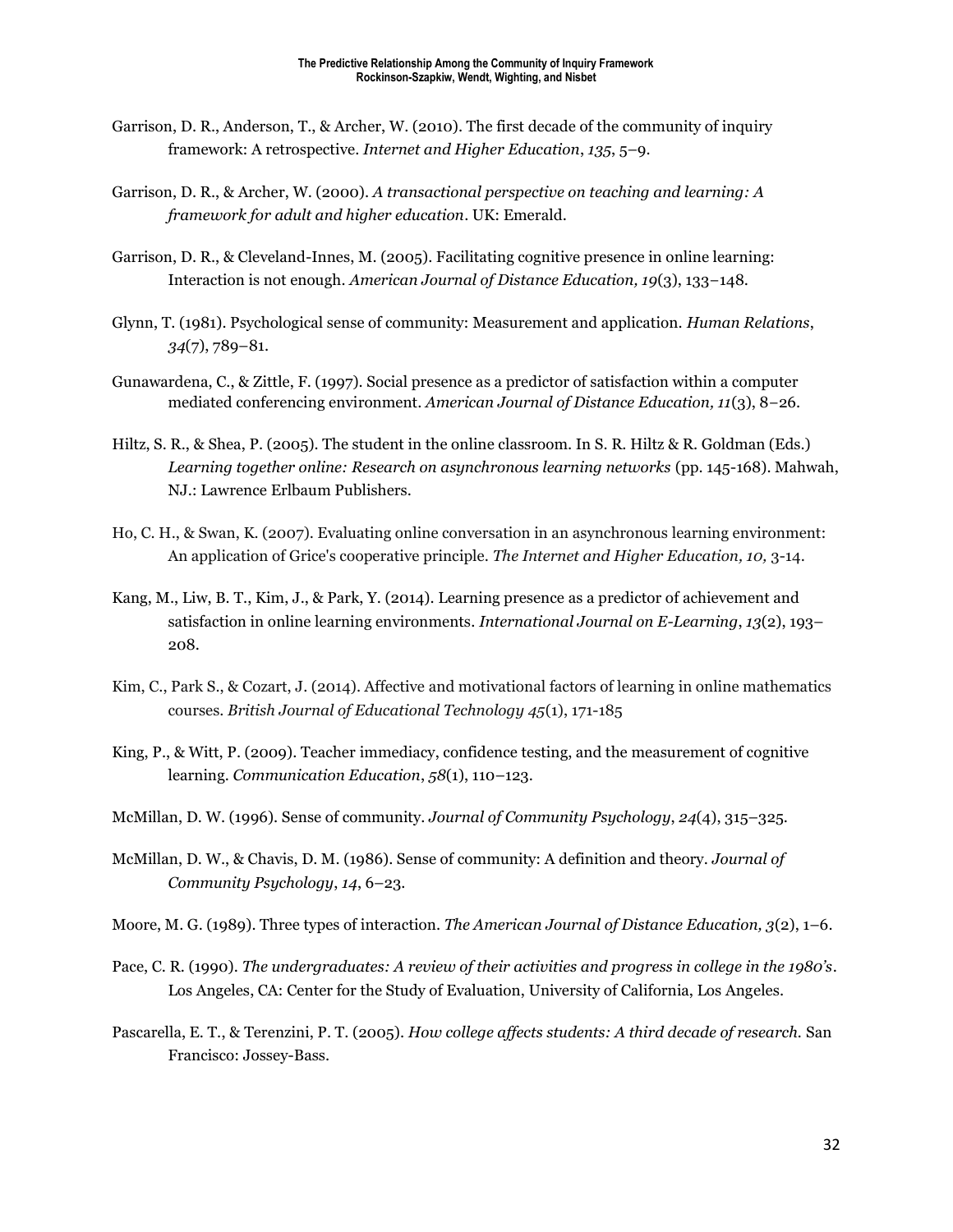Garrison, D. R., Anderson, T., & Archer, W. (2010). The first decade of the community of inquiry framework: A retrospective. *Internet and Higher Education*, *135*, 5–9.

Garrison, D. R., & Archer, W. (2000). *A transactional perspective on teaching and learning: A framework for adult and higher education*. UK: Emerald.

Garrison, D. R., & Cleveland-Innes, M. (2005). Facilitating cognitive presence in online learning: Interaction is not enough. *American Journal of Distance Education, 19*(3), 133–148.

Glynn, T. (1981). Psychological sense of community: Measurement and application. *Human Relations*, *34*(7), 789–81.

Gunawardena, C., & Zittle, F. (1997). Social presence as a predictor of satisfaction within a computer mediated conferencing environment. *American Journal of Distance Education, 11*(3), 8–26.

Hiltz, S. R., & Shea, P. (2005). The student in the online classroom. In S. R. Hiltz & R. Goldman (Eds.) *Learning together online: Research on asynchronous learning networks* (pp. 145-168). Mahwah, NJ.: Lawrence Erlbaum Publishers.

Ho, C. H., & Swan, K. (2007). Evaluating online conversation in an asynchronous learning environment: An application of Grice's cooperative principle. *The Internet and Higher Education, 10,* 3-14.

Kang, M., Liw, B. T., Kim, J., & Park, Y. (2014). Learning presence as a predictor of achievement and satisfaction in online learning environments. *International Journal on E-Learning*, *13*(2), 193–208.

Kim, C., Park S., & Cozart, J. (2014). Affective and motivational factors of learning in online mathematics courses. *British Journal of Educational Technology 45*(1), 171-185

King, P., & Witt, P. (2009). Teacher immediacy, confidence testing, and the measurement of cognitive learning. *Communication Education*, *58*(1), 110–123.

McMillan, D. W. (1996). Sense of community. *Journal of Community Psychology*, *24*(4), 315–325.

McMillan, D. W., & Chavis, D. M. (1986). Sense of community: A definition and theory. *Journal of Community Psychology*, *14*, 6–23.

Moore, M. G. (1989). Three types of interaction. *The American Journal of Distance Education, 3*(2), 1–6.

Pace, C. R. (1990). *The undergraduates: A review of their activities and progress in college in the 1980's*. Los Angeles, CA: Center for the Study of Evaluation, University of California, Los Angeles.

Pascarella, E. T., & Terenzini, P. T. (2005). *How college affects students: A third decade of research.* San Francisco: Jossey-Bass.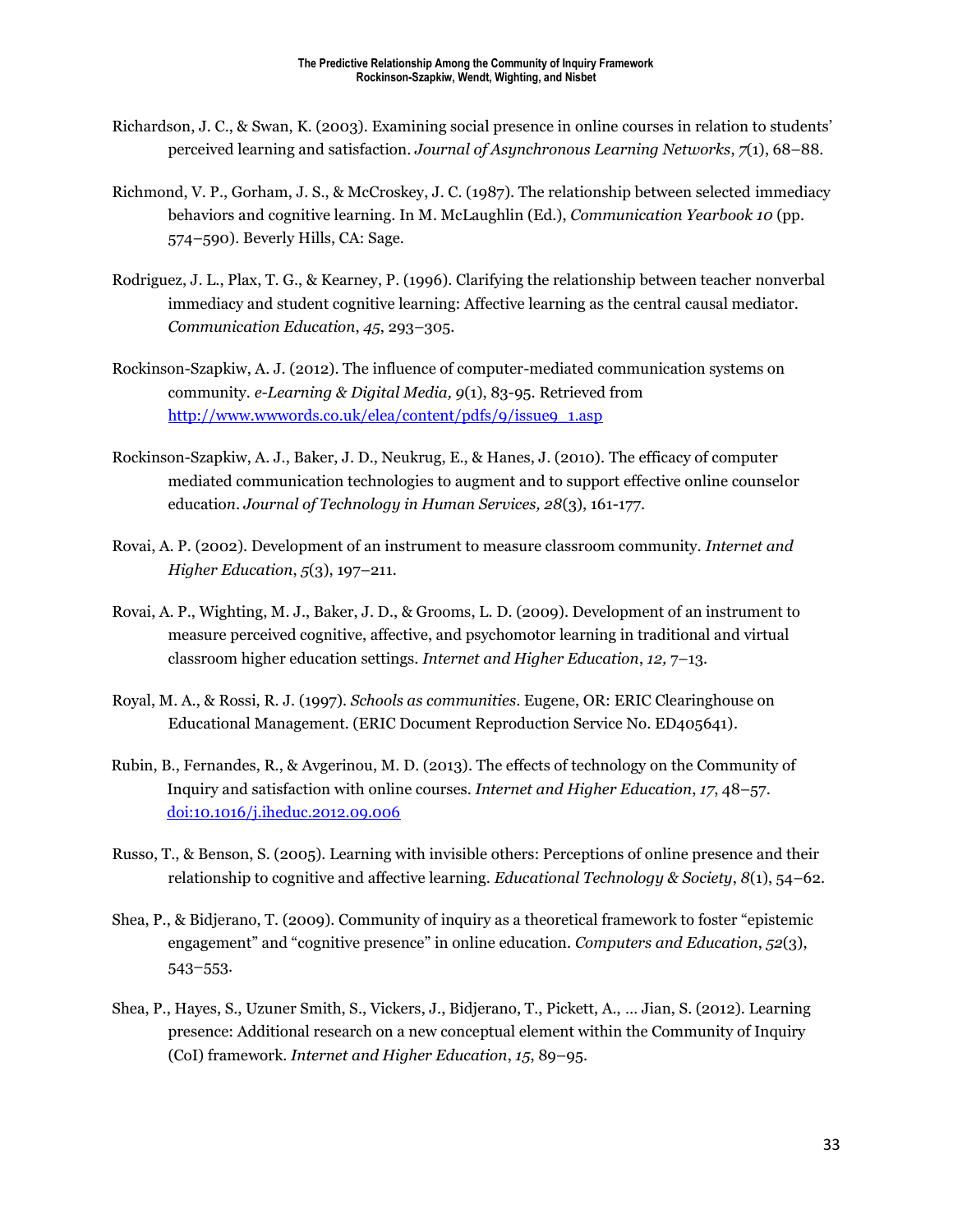Richardson, J. C., & Swan, K. (2003). Examining social presence in online courses in relation to students' perceived learning and satisfaction. *Journal of Asynchronous Learning Networks*, *7*(1), 68–88.

Richmond, V. P., Gorham, J. S., & McCroskey, J. C. (1987). The relationship between selected immediacy behaviors and cognitive learning. In M. McLaughlin (Ed.), *Communication Yearbook 10* (pp. 574–590). Beverly Hills, CA: Sage.

Rodriguez, J. L., Plax, T. G., & Kearney, P. (1996). Clarifying the relationship between teacher nonverbal immediacy and student cognitive learning: Affective learning as the central causal mediator. *Communication Education*, *45*, 293–305.

Rockinson-Szapkiw, A. J. (2012). The influence of computer-mediated communication systems on community. *e-Learning & Digital Media, 9*(1), 83-95. Retrieved from [http://www.wwwords.co.uk/elea/content/pdfs/9/issue9_1.asp](http://www.wwwords.co.uk/elea/content/pdfs/9/issue9_1.asp)

Rockinson-Szapkiw, A. J., Baker, J. D., Neukrug, E., & Hanes, J. (2010). The efficacy of computer mediated communication technologies to augment and to support effective online counselor education. *Journal of Technology in Human Services, 28*(3), 161-177.

Rovai, A. P. (2002). Development of an instrument to measure classroom community. *Internet and Higher Education*, *5*(3), 197–211.

Rovai, A. P., Wighting, M. J., Baker, J. D., & Grooms, L. D. (2009). Development of an instrument to measure perceived cognitive, affective, and psychomotor learning in traditional and virtual classroom higher education settings. *Internet and Higher Education*, *12,* 7–13.

Royal, M. A., & Rossi, R. J. (1997). *Schools as communities*. Eugene, OR: ERIC Clearinghouse on Educational Management. (ERIC Document Reproduction Service No. ED405641).

Rubin, B., Fernandes, R., & Avgerinou, M. D. (2013). The effects of technology on the Community of Inquiry and satisfaction with online courses. *Internet and Higher Education*, *17*, 48–57. [doi:10.1016/j.iheduc.2012.09.006](doi:10.1016/j.iheduc.2012.09.006)

Russo, T., & Benson, S. (2005). Learning with invisible others: Perceptions of online presence and their relationship to cognitive and affective learning. *Educational Technology & Society*, *8*(1), 54–62.

Shea, P., & Bidjerano, T. (2009). Community of inquiry as a theoretical framework to foster "epistemic engagement" and "cognitive presence" in online education. *Computers and Education*, *52*(3), 543–553.

Shea, P., Hayes, S., Uzuner Smith, S., Vickers, J., Bidjerano, T., Pickett, A., … Jian, S. (2012). Learning presence: Additional research on a new conceptual element within the Community of Inquiry (CoI) framework. *Internet and Higher Education*, *15*, 89–95.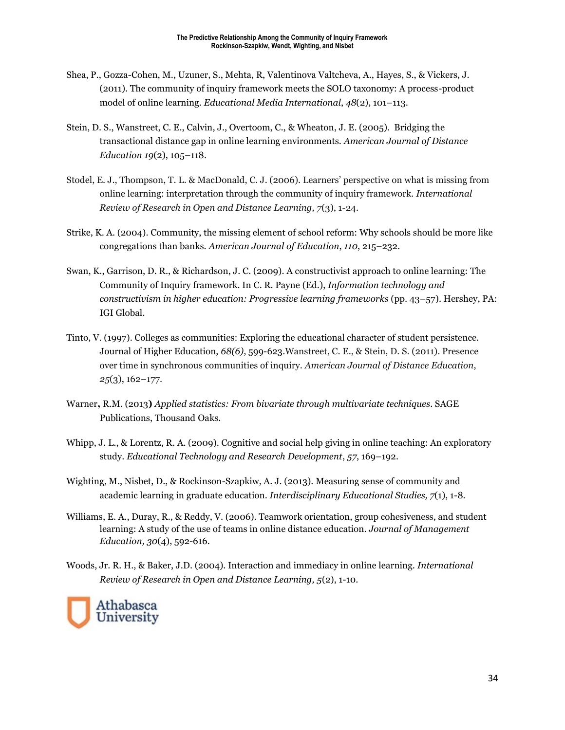Shea, P., Gozza-Cohen, M., Uzuner, S., Mehta, R, Valentinova Valtcheva, A., Hayes, S., & Vickers, J. (2011). The community of inquiry framework meets the SOLO taxonomy: A process-product model of online learning. *Educational Media International*, *48*(2), 101–113.

Stein, D. S., Wanstreet, C. E., Calvin, J., Overtoom, C., & Wheaton, J. E. (2005). Bridging the transactional distance gap in online learning environments. *American Journal of Distance Education 19*(2), 105–118.

Stodel, E. J., Thompson, T. L. & MacDonald, C. J. (2006). Learners' perspective on what is missing from online learning: interpretation through the community of inquiry framework. *International Review of Research in Open and Distance Learning, 7*(3), 1-24.

Strike, K. A. (2004). Community, the missing element of school reform: Why schools should be more like congregations than banks. *American Journal of Education*, *110*, 215–232.

Swan, K., Garrison, D. R., & Richardson, J. C. (2009). A constructivist approach to online learning: The Community of Inquiry framework. In C. R. Payne (Ed.), *Information technology and constructivism in higher education: Progressive learning frameworks* (pp. 43–57). Hershey, PA: IGI Global.

Tinto, V. (1997). Colleges as communities: Exploring the educational character of student persistence. Journal of Higher Education, *68(6)*, 599-623.Wanstreet, C. E., & Stein, D. S. (2011). Presence over time in synchronous communities of inquiry. *American Journal of Distance Education*, *25*(3), 162–177.

Warner**,** R.M. (2013**)** *Applied statistics: From bivariate through multivariate techniques*. SAGE Publications, Thousand Oaks.

Whipp, J. L., & Lorentz, R. A. (2009). Cognitive and social help giving in online teaching: An exploratory study. *Educational Technology and Research Development*, *57*, 169–192.

Wighting, M., Nisbet, D., & Rockinson-Szapkiw, A. J. (2013). Measuring sense of community and academic learning in graduate education. *Interdisciplinary Educational Studies, 7*(1), 1-8.

Williams, E. A., Duray, R., & Reddy, V. (2006). Teamwork orientation, group cohesiveness, and student learning: A study of the use of teams in online distance education. *Journal of Management Education, 30*(4), 592-616.

Woods, Jr. R. H., & Baker, J.D. (2004). Interaction and immediacy in online learning. *International Review of Research in Open and Distance Learning, 5*(2), 1-10.